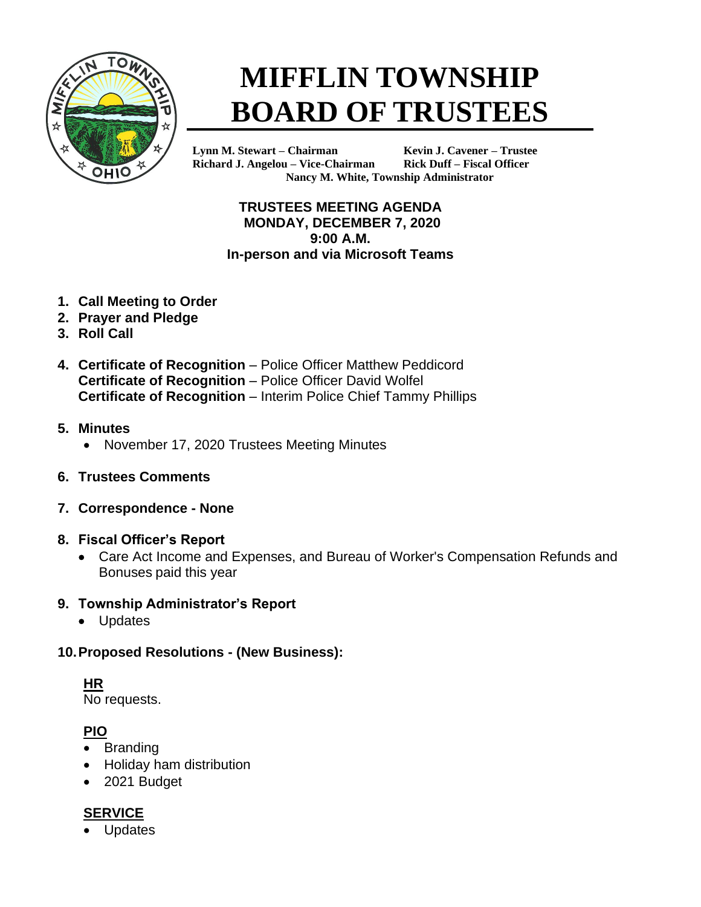# MIFFLIN TOWNSHIP BOARD OF TRUSTEES

**Lynn M. Stewart – Chairman** **Kevin J. Cavener – Trustee**
**Richard J. Angelou – Vice-Chairman** **Rick Duff – Fiscal Officer**
**Nancy M. White, Township Administrator**

**TRUSTEES MEETING AGENDA**
**MONDAY, DECEMBER 7, 2020**
**9:00 A.M.**
**In-person and via Microsoft Teams**

1. **Call Meeting to Order**
2. **Prayer and Pledge**
3. **Roll Call**
4. **Certificate of Recognition** – Police Officer Matthew Peddicord
   **Certificate of Recognition** – Police Officer David Wolfel
   **Certificate of Recognition** – Interim Police Chief Tammy Phillips
5. **Minutes**
   - November 17, 2020 Trustees Meeting Minutes
6. **Trustees Comments**
7. **Correspondence - None**
8. **Fiscal Officer's Report**
   - Care Act Income and Expenses, and Bureau of Worker's Compensation Refunds and Bonuses paid this year
9. **Township Administrator's Report**
   - Updates
10. **Proposed Resolutions - (New Business):**

**HR**
No requests.

**PIO**
- Branding
- Holiday ham distribution
- 2021 Budget

**SERVICE**
- Updates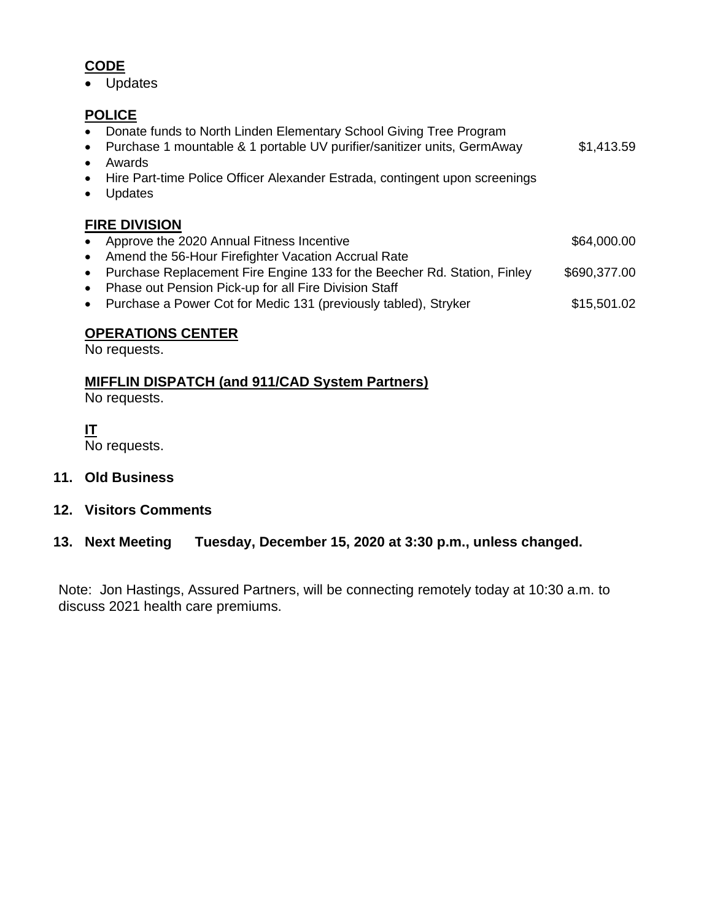**CODE**

- Updates

**POLICE**

- Donate funds to North Linden Elementary School Giving Tree Program
- Purchase 1 mountable & 1 portable UV purifier/sanitizer units, GermAway $1,413.59
- Awards
- Hire Part-time Police Officer Alexander Estrada, contingent upon screenings
- Updates

**FIRE DIVISION**

- Approve the 2020 Annual Fitness Incentive $64,000.00
- Amend the 56-Hour Firefighter Vacation Accrual Rate
- Purchase Replacement Fire Engine 133 for the Beecher Rd. Station, Finley $690,377.00
- Phase out Pension Pick-up for all Fire Division Staff
- Purchase a Power Cot for Medic 131 (previously tabled), Stryker $15,501.02

**OPERATIONS CENTER**

No requests.

**MIFFLIN DISPATCH (and 911/CAD System Partners)**

No requests.

**IT**

No requests.

**11. Old Business**

**12. Visitors Comments**

**13. Next Meeting Tuesday, December 15, 2020 at 3:30 p.m., unless changed.**

Note: Jon Hastings, Assured Partners, will be connecting remotely today at 10:30 a.m. to discuss 2021 health care premiums.